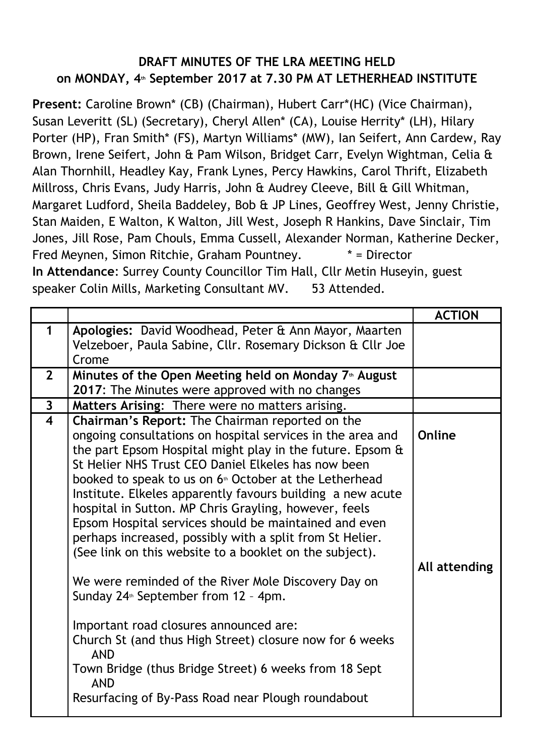**DRAFT MINUTES OF THE LRA MEETING HELD on MONDAY, 4th September 2017 at 7.30 PM AT LETHERHEAD INSTITUTE**

**Present:** Caroline Brown* (CB) (Chairman), Hubert Carr*(HC) (Vice Chairman), Susan Leveritt (SL) (Secretary), Cheryl Allen* (CA), Louise Herrity* (LH), Hilary Porter (HP), Fran Smith* (FS), Martyn Williams* (MW), Ian Seifert, Ann Cardew, Ray Brown, Irene Seifert, John & Pam Wilson, Bridget Carr, Evelyn Wightman, Celia & Alan Thornhill, Headley Kay, Frank Lynes, Percy Hawkins, Carol Thrift, Elizabeth Millross, Chris Evans, Judy Harris, John & Audrey Cleeve, Bill & Gill Whitman, Margaret Ludford, Sheila Baddeley, Bob & JP Lines, Geoffrey West, Jenny Christie, Stan Maiden, E Walton, K Walton, Jill West, Joseph R Hankins, Dave Sinclair, Tim Jones, Jill Rose, Pam Chouls, Emma Cussell, Alexander Norman, Katherine Decker, Fred Meynen, Simon Ritchie, Graham Pountney. * = Director

**In Attendance**: Surrey County Councillor Tim Hall, Cllr Metin Huseyin, guest speaker Colin Mills, Marketing Consultant MV. 53 Attended.

| | | **ACTION** |
|---|---|---|
| **1** | **Apologies:** David Woodhead, Peter & Ann Mayor, Maarten Velzeboer, Paula Sabine, Cllr. Rosemary Dickson & Cllr Joe Crome | |
| **2** | **Minutes of the Open Meeting held on Monday 7th August 2017**: The Minutes were approved with no changes | |
| **3** | **Matters Arising**: There were no matters arising. | |
| **4** | **Chairman's Report:** The Chairman reported on the ongoing consultations on hospital services in the area and the part Epsom Hospital might play in the future. Epsom & St Helier NHS Trust CEO Daniel Elkeles has now been booked to speak to us on 6th October at the Letherhead Institute. Elkeles apparently favours building a new acute hospital in Sutton. MP Chris Grayling, however, feels Epsom Hospital services should be maintained and even perhaps increased, possibly with a split from St Helier. (See link on this website to a booklet on the subject).<br><br>We were reminded of the River Mole Discovery Day on Sunday 24th September from 12 – 4pm.<br><br>Important road closures announced are:<br>Church St (and thus High Street) closure now for 6 weeks AND<br>Town Bridge (thus Bridge Street) 6 weeks from 18 Sept AND<br>Resurfacing of By-Pass Road near Plough roundabout | **Online**<br><br>**All attending** |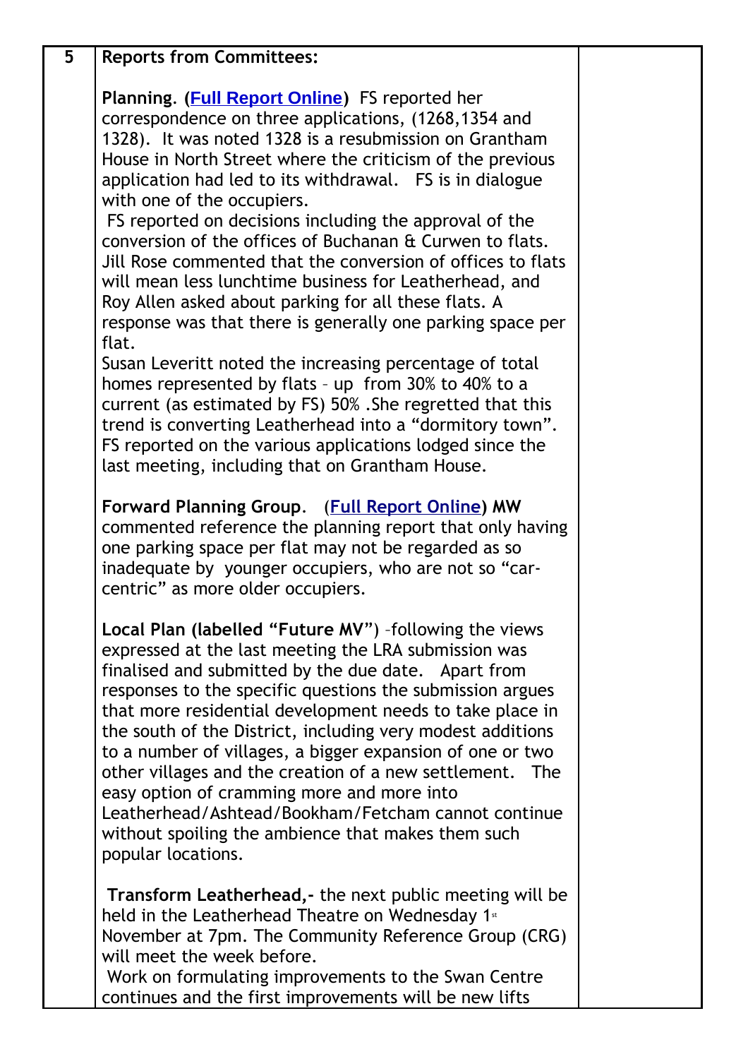| | | |
|---|---|---|
| **5** | **Reports from Committees:**<br><br>**Planning**. **(Full Report Online)** FS reported her correspondence on three applications, (1268,1354 and 1328). It was noted 1328 is a resubmission on Grantham House in North Street where the criticism of the previous application had led to its withdrawal. FS is in dialogue with one of the occupiers.<br>FS reported on decisions including the approval of the conversion of the offices of Buchanan & Curwen to flats. Jill Rose commented that the conversion of offices to flats will mean less lunchtime business for Leatherhead, and Roy Allen asked about parking for all these flats. A response was that there is generally one parking space per flat.<br>Susan Leveritt noted the increasing percentage of total homes represented by flats – up from 30% to 40% to a current (as estimated by FS) 50% .She regretted that this trend is converting Leatherhead into a "dormitory town".<br>FS reported on the various applications lodged since the last meeting, including that on Grantham House.<br><br>**Forward Planning Group**. (**Full Report Online**) **MW** commented reference the planning report that only having one parking space per flat may not be regarded as so inadequate by younger occupiers, who are not so "car-centric" as more older occupiers.<br><br>**Local Plan (labelled "Future MV**") –following the views expressed at the last meeting the LRA submission was finalised and submitted by the due date. Apart from responses to the specific questions the submission argues that more residential development needs to take place in the south of the District, including very modest additions to a number of villages, a bigger expansion of one or two other villages and the creation of a new settlement. The easy option of cramming more and more into Leatherhead/Ashtead/Bookham/Fetcham cannot continue without spoiling the ambience that makes them such popular locations.<br><br>**Transform Leatherhead,-** the next public meeting will be held in the Leatherhead Theatre on Wednesday 1st November at 7pm. The Community Reference Group (CRG) will meet the week before.<br>Work on formulating improvements to the Swan Centre continues and the first improvements will be new lifts | |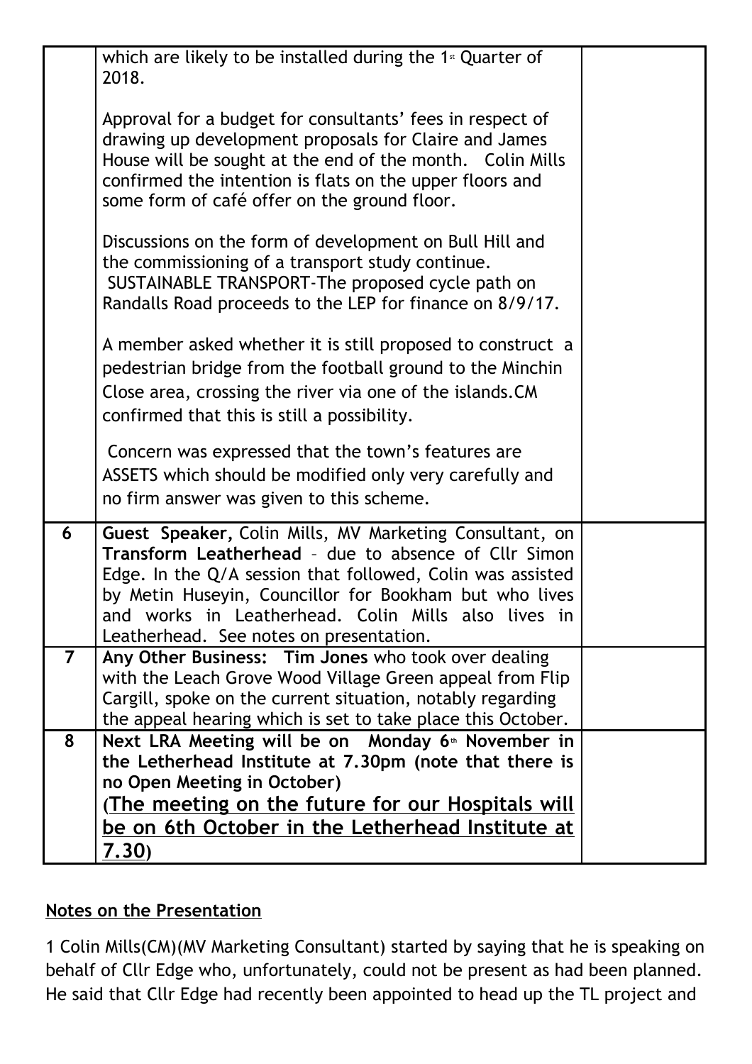| | | |
|---|---|---|
| | which are likely to be installed during the 1st Quarter of 2018.<br><br>Approval for a budget for consultants' fees in respect of drawing up development proposals for Claire and James House will be sought at the end of the month. Colin Mills confirmed the intention is flats on the upper floors and some form of café offer on the ground floor.<br><br>Discussions on the form of development on Bull Hill and the commissioning of a transport study continue.<br>SUSTAINABLE TRANSPORT-The proposed cycle path on Randalls Road proceeds to the LEP for finance on 8/9/17.<br><br>A member asked whether it is still proposed to construct a pedestrian bridge from the football ground to the Minchin Close area, crossing the river via one of the islands.CM confirmed that this is still a possibility.<br><br>Concern was expressed that the town's features are ASSETS which should be modified only very carefully and no firm answer was given to this scheme. | |
| **6** | **Guest Speaker,** Colin Mills, MV Marketing Consultant, on **Transform Leatherhead** – due to absence of Cllr Simon Edge. In the Q/A session that followed, Colin was assisted by Metin Huseyin, Councillor for Bookham but who lives and works in Leatherhead. Colin Mills also lives in Leatherhead. See notes on presentation. | |
| **7** | **Any Other Business: Tim Jones** who took over dealing with the Leach Grove Wood Village Green appeal from Flip Cargill, spoke on the current situation, notably regarding the appeal hearing which is set to take place this October. | |
| **8** | **Next LRA Meeting will be on Monday 6th November in the Letherhead Institute at 7.30pm (note that there is no Open Meeting in October)**<br>**(<u>The meeting on the future for our Hospitals will be on 6th October in the Letherhead Institute at 7.30</u>)** | |

## <u>Notes on the Presentation</u>

1 Colin Mills(CM)(MV Marketing Consultant) started by saying that he is speaking on behalf of Cllr Edge who, unfortunately, could not be present as had been planned. He said that Cllr Edge had recently been appointed to head up the TL project and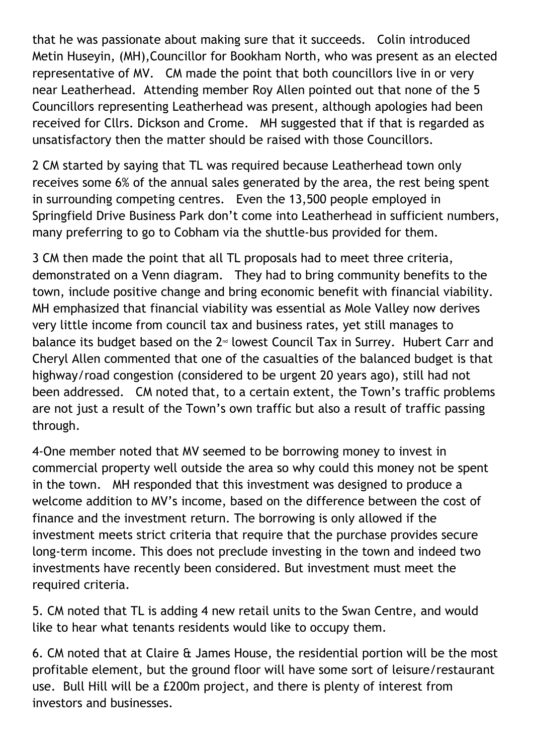that he was passionate about making sure that it succeeds. Colin introduced Metin Huseyin, (MH),Councillor for Bookham North, who was present as an elected representative of MV. CM made the point that both councillors live in or very near Leatherhead. Attending member Roy Allen pointed out that none of the 5 Councillors representing Leatherhead was present, although apologies had been received for Cllrs. Dickson and Crome. MH suggested that if that is regarded as unsatisfactory then the matter should be raised with those Councillors.

2 CM started by saying that TL was required because Leatherhead town only receives some 6% of the annual sales generated by the area, the rest being spent in surrounding competing centres. Even the 13,500 people employed in Springfield Drive Business Park don't come into Leatherhead in sufficient numbers, many preferring to go to Cobham via the shuttle-bus provided for them.

3 CM then made the point that all TL proposals had to meet three criteria, demonstrated on a Venn diagram. They had to bring community benefits to the town, include positive change and bring economic benefit with financial viability. MH emphasized that financial viability was essential as Mole Valley now derives very little income from council tax and business rates, yet still manages to balance its budget based on the 2nd lowest Council Tax in Surrey. Hubert Carr and Cheryl Allen commented that one of the casualties of the balanced budget is that highway/road congestion (considered to be urgent 20 years ago), still had not been addressed. CM noted that, to a certain extent, the Town's traffic problems are not just a result of the Town's own traffic but also a result of traffic passing through.

4-One member noted that MV seemed to be borrowing money to invest in commercial property well outside the area so why could this money not be spent in the town. MH responded that this investment was designed to produce a welcome addition to MV's income, based on the difference between the cost of finance and the investment return. The borrowing is only allowed if the investment meets strict criteria that require that the purchase provides secure long-term income. This does not preclude investing in the town and indeed two investments have recently been considered. But investment must meet the required criteria.

5. CM noted that TL is adding 4 new retail units to the Swan Centre, and would like to hear what tenants residents would like to occupy them.

6. CM noted that at Claire & James House, the residential portion will be the most profitable element, but the ground floor will have some sort of leisure/restaurant use. Bull Hill will be a £200m project, and there is plenty of interest from investors and businesses.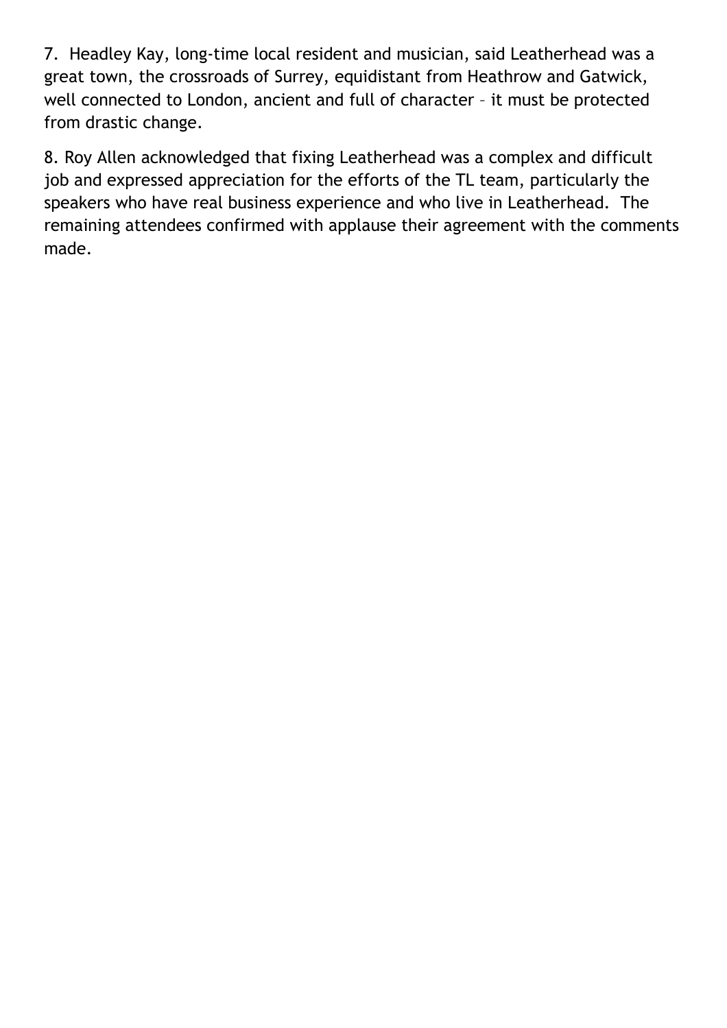7. Headley Kay, long-time local resident and musician, said Leatherhead was a great town, the crossroads of Surrey, equidistant from Heathrow and Gatwick, well connected to London, ancient and full of character – it must be protected from drastic change.

8. Roy Allen acknowledged that fixing Leatherhead was a complex and difficult job and expressed appreciation for the efforts of the TL team, particularly the speakers who have real business experience and who live in Leatherhead. The remaining attendees confirmed with applause their agreement with the comments made.